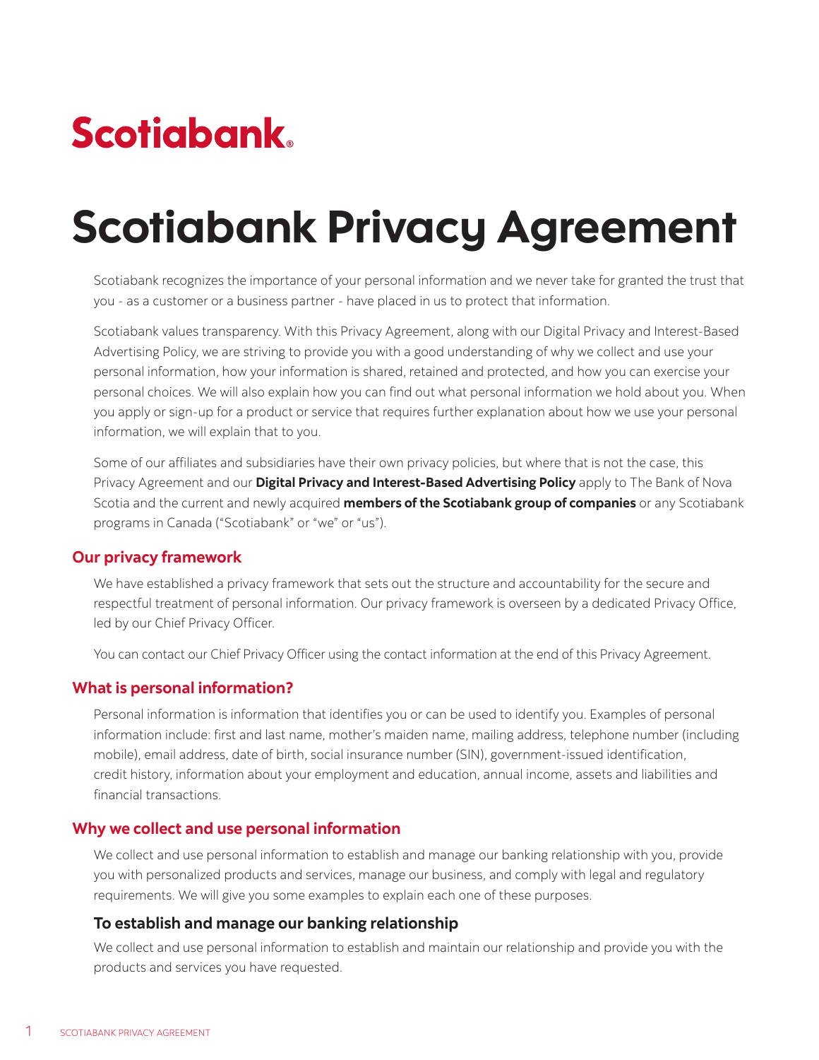Scotiabank

# Scotiabank Privacy Agreement

Scotiabank recognizes the importance of your personal information and we never take for granted the trust that you - as a customer or a business partner - have placed in us to protect that information.

Scotiabank values transparency. With this Privacy Agreement, along with our Digital Privacy and Interest-Based Advertising Policy, we are striving to provide you with a good understanding of why we collect and use your personal information, how your information is shared, retained and protected, and how you can exercise your personal choices. We will also explain how you can find out what personal information we hold about you. When you apply or sign-up for a product or service that requires further explanation about how we use your personal information, we will explain that to you.

Some of our affiliates and subsidiaries have their own privacy policies, but where that is not the case, this Privacy Agreement and our **Digital Privacy and Interest-Based Advertising Policy** apply to The Bank of Nova Scotia and the current and newly acquired **members of the Scotiabank group of companies** or any Scotiabank programs in Canada ("Scotiabank" or "we" or "us").

## Our privacy framework

We have established a privacy framework that sets out the structure and accountability for the secure and respectful treatment of personal information. Our privacy framework is overseen by a dedicated Privacy Office, led by our Chief Privacy Officer.

You can contact our Chief Privacy Officer using the contact information at the end of this Privacy Agreement.

## What is personal information?

Personal information is information that identifies you or can be used to identify you. Examples of personal information include: first and last name, mother's maiden name, mailing address, telephone number (including mobile), email address, date of birth, social insurance number (SIN), government-issued identification, credit history, information about your employment and education, annual income, assets and liabilities and financial transactions.

## Why we collect and use personal information

We collect and use personal information to establish and manage our banking relationship with you, provide you with personalized products and services, manage our business, and comply with legal and regulatory requirements. We will give you some examples to explain each one of these purposes.

### To establish and manage our banking relationship

We collect and use personal information to establish and maintain our relationship and provide you with the products and services you have requested.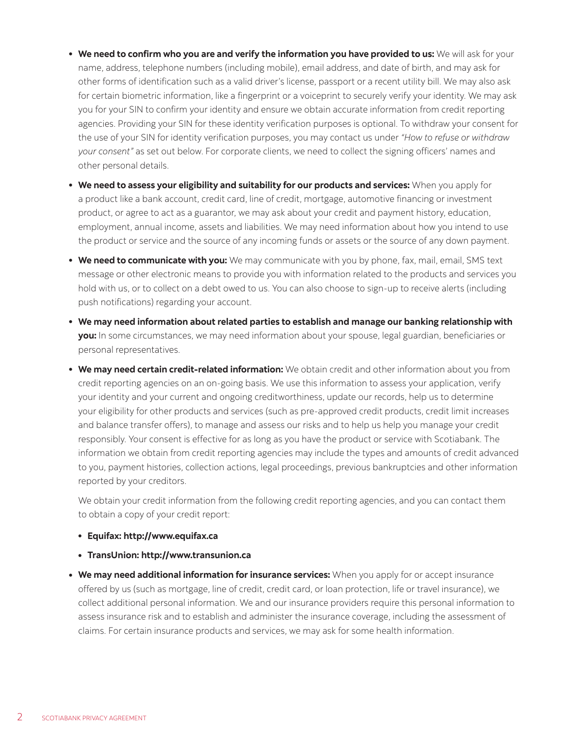- **We need to confirm who you are and verify the information you have provided to us:** We will ask for your name, address, telephone numbers (including mobile), email address, and date of birth, and may ask for other forms of identification such as a valid driver's license, passport or a recent utility bill. We may also ask for certain biometric information, like a fingerprint or a voiceprint to securely verify your identity. We may ask you for your SIN to confirm your identity and ensure we obtain accurate information from credit reporting agencies. Providing your SIN for these identity verification purposes is optional. To withdraw your consent for the use of your SIN for identity verification purposes, you may contact us under *"How to refuse or withdraw your consent"* as set out below. For corporate clients, we need to collect the signing officers' names and other personal details.
- **We need to assess your eligibility and suitability for our products and services:** When you apply for a product like a bank account, credit card, line of credit, mortgage, automotive financing or investment product, or agree to act as a guarantor, we may ask about your credit and payment history, education, employment, annual income, assets and liabilities. We may need information about how you intend to use the product or service and the source of any incoming funds or assets or the source of any down payment.
- **We need to communicate with you:** We may communicate with you by phone, fax, mail, email, SMS text message or other electronic means to provide you with information related to the products and services you hold with us, or to collect on a debt owed to us. You can also choose to sign-up to receive alerts (including push notifications) regarding your account.
- **We may need information about related parties to establish and manage our banking relationship with you:** In some circumstances, we may need information about your spouse, legal guardian, beneficiaries or personal representatives.
- **We may need certain credit-related information:** We obtain credit and other information about you from credit reporting agencies on an on-going basis. We use this information to assess your application, verify your identity and your current and ongoing creditworthiness, update our records, help us to determine your eligibility for other products and services (such as pre-approved credit products, credit limit increases and balance transfer offers), to manage and assess our risks and to help us help you manage your credit responsibly. Your consent is effective for as long as you have the product or service with Scotiabank. The information we obtain from credit reporting agencies may include the types and amounts of credit advanced to you, payment histories, collection actions, legal proceedings, previous bankruptcies and other information reported by your creditors.

  We obtain your credit information from the following credit reporting agencies, and you can contact them to obtain a copy of your credit report:

  - **Equifax: http://www.equifax.ca**
  - **TransUnion: http://www.transunion.ca**
- **We may need additional information for insurance services:** When you apply for or accept insurance offered by us (such as mortgage, line of credit, credit card, or loan protection, life or travel insurance), we collect additional personal information. We and our insurance providers require this personal information to assess insurance risk and to establish and administer the insurance coverage, including the assessment of claims. For certain insurance products and services, we may ask for some health information.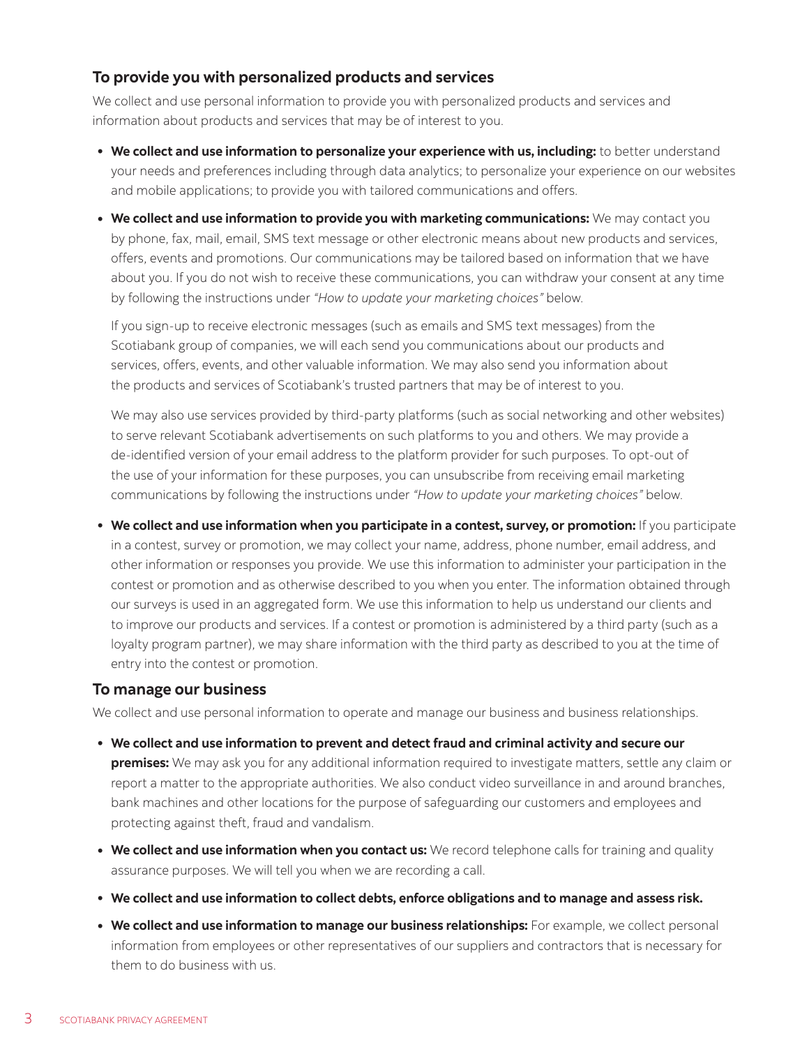## To provide you with personalized products and services

We collect and use personal information to provide you with personalized products and services and information about products and services that may be of interest to you.

- **We collect and use information to personalize your experience with us, including:** to better understand your needs and preferences including through data analytics; to personalize your experience on our websites and mobile applications; to provide you with tailored communications and offers.
- **We collect and use information to provide you with marketing communications:** We may contact you by phone, fax, mail, email, SMS text message or other electronic means about new products and services, offers, events and promotions. Our communications may be tailored based on information that we have about you. If you do not wish to receive these communications, you can withdraw your consent at any time by following the instructions under *"How to update your marketing choices"* below.

  If you sign-up to receive electronic messages (such as emails and SMS text messages) from the Scotiabank group of companies, we will each send you communications about our products and services, offers, events, and other valuable information. We may also send you information about the products and services of Scotiabank's trusted partners that may be of interest to you.

  We may also use services provided by third-party platforms (such as social networking and other websites) to serve relevant Scotiabank advertisements on such platforms to you and others. We may provide a de-identified version of your email address to the platform provider for such purposes. To opt-out of the use of your information for these purposes, you can unsubscribe from receiving email marketing communications by following the instructions under *"How to update your marketing choices"* below.
- **We collect and use information when you participate in a contest, survey, or promotion:** If you participate in a contest, survey or promotion, we may collect your name, address, phone number, email address, and other information or responses you provide. We use this information to administer your participation in the contest or promotion and as otherwise described to you when you enter. The information obtained through our surveys is used in an aggregated form. We use this information to help us understand our clients and to improve our products and services. If a contest or promotion is administered by a third party (such as a loyalty program partner), we may share information with the third party as described to you at the time of entry into the contest or promotion.

## To manage our business

We collect and use personal information to operate and manage our business and business relationships.

- **We collect and use information to prevent and detect fraud and criminal activity and secure our premises:** We may ask you for any additional information required to investigate matters, settle any claim or report a matter to the appropriate authorities. We also conduct video surveillance in and around branches, bank machines and other locations for the purpose of safeguarding our customers and employees and protecting against theft, fraud and vandalism.
- **We collect and use information when you contact us:** We record telephone calls for training and quality assurance purposes. We will tell you when we are recording a call.
- **We collect and use information to collect debts, enforce obligations and to manage and assess risk.**
- **We collect and use information to manage our business relationships:** For example, we collect personal information from employees or other representatives of our suppliers and contractors that is necessary for them to do business with us.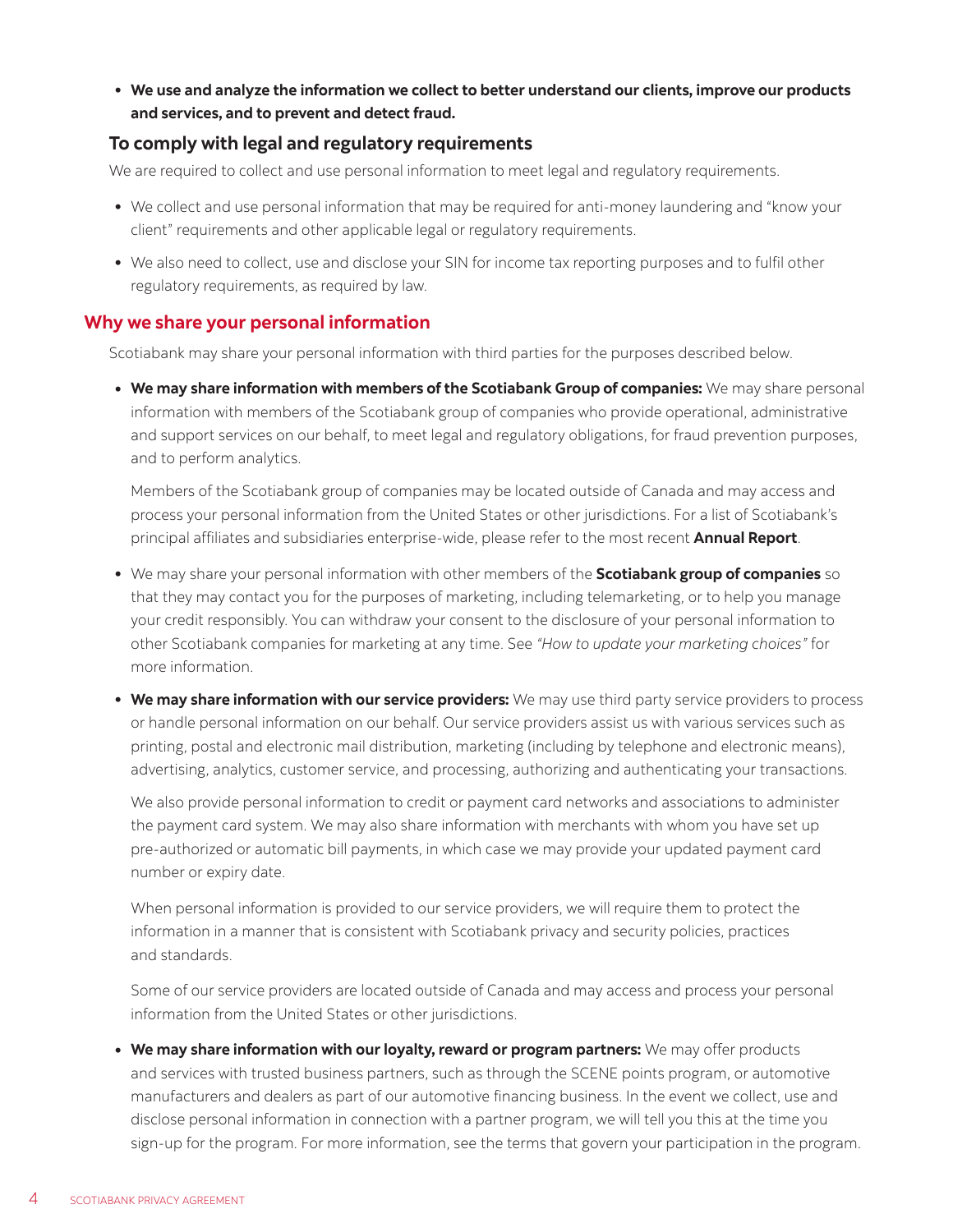- **We use and analyze the information we collect to better understand our clients, improve our products and services, and to prevent and detect fraud.**

### To comply with legal and regulatory requirements

We are required to collect and use personal information to meet legal and regulatory requirements.

- We collect and use personal information that may be required for anti-money laundering and "know your client" requirements and other applicable legal or regulatory requirements.
- We also need to collect, use and disclose your SIN for income tax reporting purposes and to fulfil other regulatory requirements, as required by law.

## Why we share your personal information

Scotiabank may share your personal information with third parties for the purposes described below.

- **We may share information with members of the Scotiabank Group of companies:** We may share personal information with members of the Scotiabank group of companies who provide operational, administrative and support services on our behalf, to meet legal and regulatory obligations, for fraud prevention purposes, and to perform analytics.

  Members of the Scotiabank group of companies may be located outside of Canada and may access and process your personal information from the United States or other jurisdictions. For a list of Scotiabank's principal affiliates and subsidiaries enterprise-wide, please refer to the most recent **Annual Report**.

- We may share your personal information with other members of the **Scotiabank group of companies** so that they may contact you for the purposes of marketing, including telemarketing, or to help you manage your credit responsibly. You can withdraw your consent to the disclosure of your personal information to other Scotiabank companies for marketing at any time. See *"How to update your marketing choices"* for more information.

- **We may share information with our service providers:** We may use third party service providers to process or handle personal information on our behalf. Our service providers assist us with various services such as printing, postal and electronic mail distribution, marketing (including by telephone and electronic means), advertising, analytics, customer service, and processing, authorizing and authenticating your transactions.

  We also provide personal information to credit or payment card networks and associations to administer the payment card system. We may also share information with merchants with whom you have set up pre-authorized or automatic bill payments, in which case we may provide your updated payment card number or expiry date.

  When personal information is provided to our service providers, we will require them to protect the information in a manner that is consistent with Scotiabank privacy and security policies, practices and standards.

  Some of our service providers are located outside of Canada and may access and process your personal information from the United States or other jurisdictions.

- **We may share information with our loyalty, reward or program partners:** We may offer products and services with trusted business partners, such as through the SCENE points program, or automotive manufacturers and dealers as part of our automotive financing business. In the event we collect, use and disclose personal information in connection with a partner program, we will tell you this at the time you sign-up for the program. For more information, see the terms that govern your participation in the program.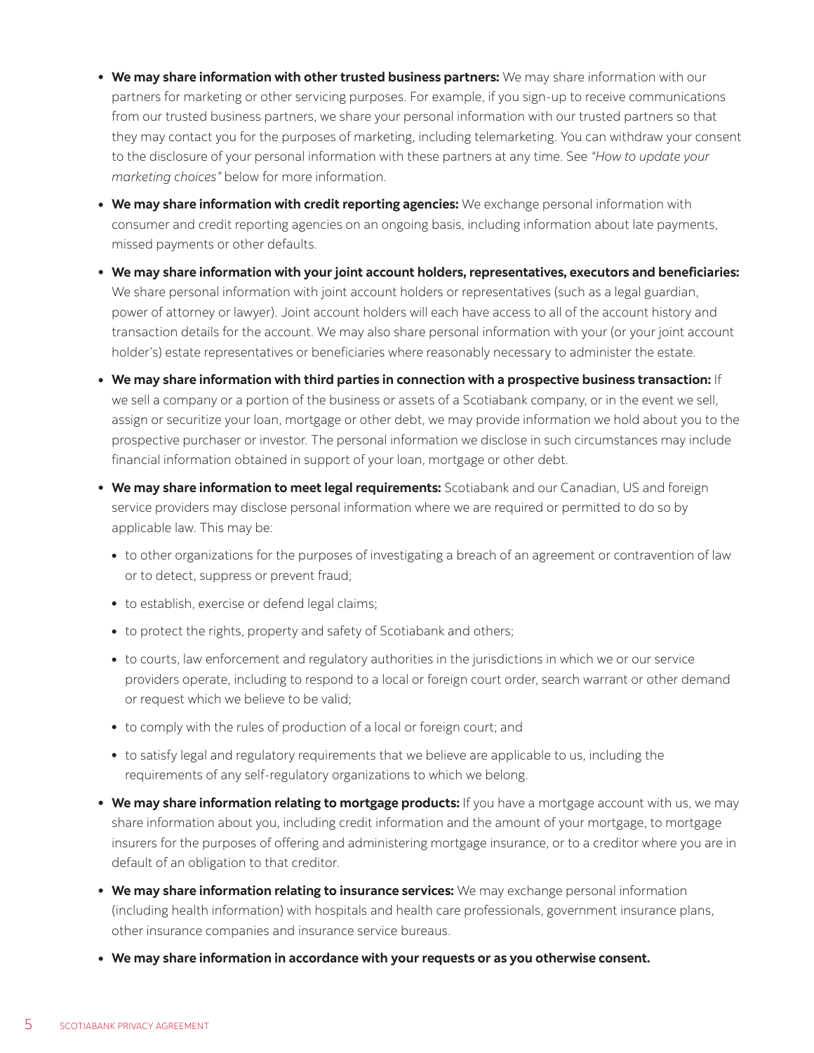- **We may share information with other trusted business partners:** We may share information with our partners for marketing or other servicing purposes. For example, if you sign-up to receive communications from our trusted business partners, we share your personal information with our trusted partners so that they may contact you for the purposes of marketing, including telemarketing. You can withdraw your consent to the disclosure of your personal information with these partners at any time. See *"How to update your marketing choices"* below for more information.
- **We may share information with credit reporting agencies:** We exchange personal information with consumer and credit reporting agencies on an ongoing basis, including information about late payments, missed payments or other defaults.
- **We may share information with your joint account holders, representatives, executors and beneficiaries:** We share personal information with joint account holders or representatives (such as a legal guardian, power of attorney or lawyer). Joint account holders will each have access to all of the account history and transaction details for the account. We may also share personal information with your (or your joint account holder's) estate representatives or beneficiaries where reasonably necessary to administer the estate.
- **We may share information with third parties in connection with a prospective business transaction:** If we sell a company or a portion of the business or assets of a Scotiabank company, or in the event we sell, assign or securitize your loan, mortgage or other debt, we may provide information we hold about you to the prospective purchaser or investor. The personal information we disclose in such circumstances may include financial information obtained in support of your loan, mortgage or other debt.
- **We may share information to meet legal requirements:** Scotiabank and our Canadian, US and foreign service providers may disclose personal information where we are required or permitted to do so by applicable law. This may be:
  - to other organizations for the purposes of investigating a breach of an agreement or contravention of law or to detect, suppress or prevent fraud;
  - to establish, exercise or defend legal claims;
  - to protect the rights, property and safety of Scotiabank and others;
  - to courts, law enforcement and regulatory authorities in the jurisdictions in which we or our service providers operate, including to respond to a local or foreign court order, search warrant or other demand or request which we believe to be valid;
  - to comply with the rules of production of a local or foreign court; and
  - to satisfy legal and regulatory requirements that we believe are applicable to us, including the requirements of any self-regulatory organizations to which we belong.
- **We may share information relating to mortgage products:** If you have a mortgage account with us, we may share information about you, including credit information and the amount of your mortgage, to mortgage insurers for the purposes of offering and administering mortgage insurance, or to a creditor where you are in default of an obligation to that creditor.
- **We may share information relating to insurance services:** We may exchange personal information (including health information) with hospitals and health care professionals, government insurance plans, other insurance companies and insurance service bureaus.
- **We may share information in accordance with your requests or as you otherwise consent.**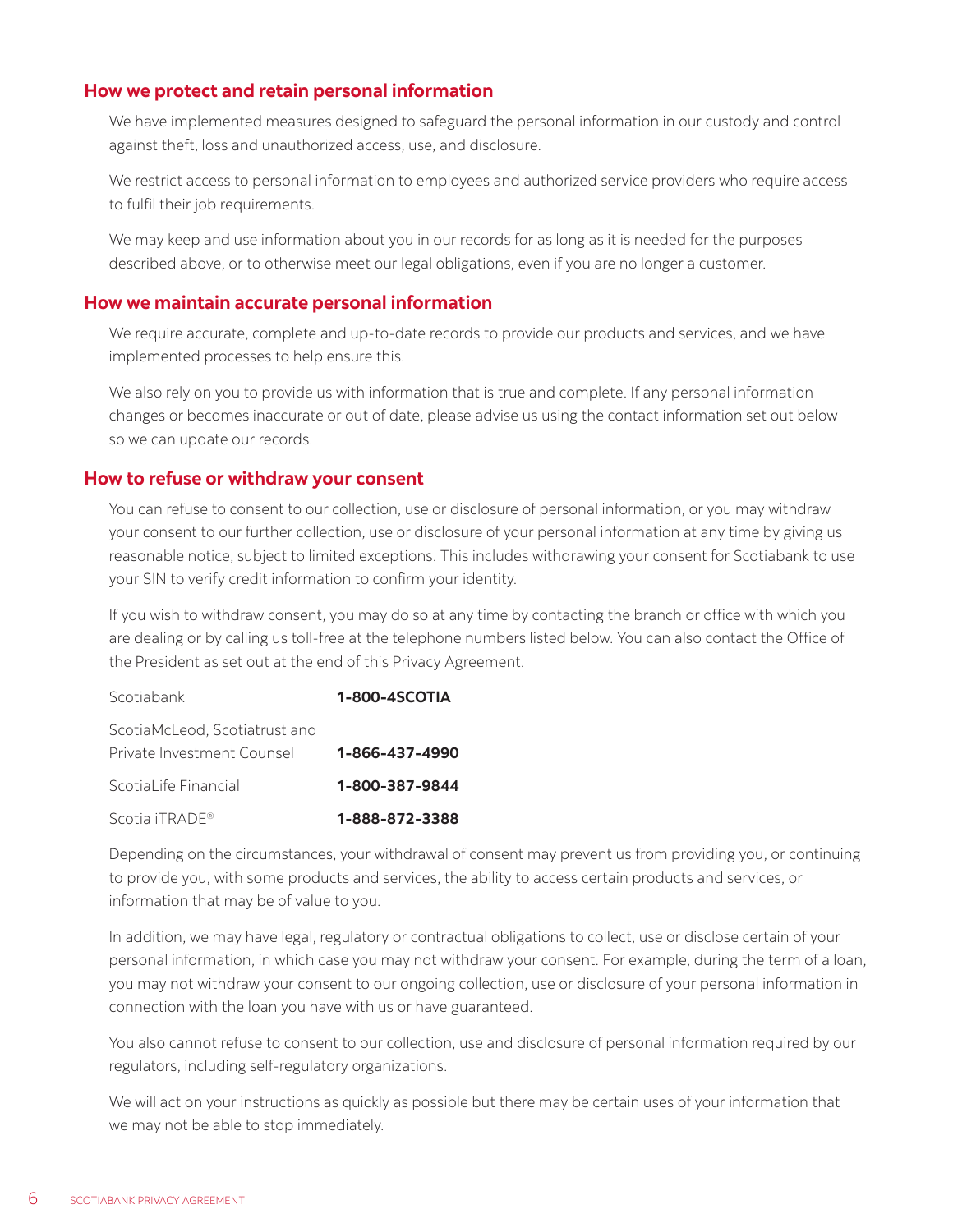## How we protect and retain personal information

We have implemented measures designed to safeguard the personal information in our custody and control against theft, loss and unauthorized access, use, and disclosure.

We restrict access to personal information to employees and authorized service providers who require access to fulfil their job requirements.

We may keep and use information about you in our records for as long as it is needed for the purposes described above, or to otherwise meet our legal obligations, even if you are no longer a customer.

## How we maintain accurate personal information

We require accurate, complete and up-to-date records to provide our products and services, and we have implemented processes to help ensure this.

We also rely on you to provide us with information that is true and complete. If any personal information changes or becomes inaccurate or out of date, please advise us using the contact information set out below so we can update our records.

## How to refuse or withdraw your consent

You can refuse to consent to our collection, use or disclosure of personal information, or you may withdraw your consent to our further collection, use or disclosure of your personal information at any time by giving us reasonable notice, subject to limited exceptions. This includes withdrawing your consent for Scotiabank to use your SIN to verify credit information to confirm your identity.

If you wish to withdraw consent, you may do so at any time by contacting the branch or office with which you are dealing or by calling us toll-free at the telephone numbers listed below. You can also contact the Office of the President as set out at the end of this Privacy Agreement.

| | |
|---|---|
| Scotiabank | **1-800-4SCOTIA** |
| ScotiaMcLeod, Scotiatrust and Private Investment Counsel | **1-866-437-4990** |
| ScotiaLife Financial | **1-800-387-9844** |
| Scotia iTRADE® | **1-888-872-3388** |

Depending on the circumstances, your withdrawal of consent may prevent us from providing you, or continuing to provide you, with some products and services, the ability to access certain products and services, or information that may be of value to you.

In addition, we may have legal, regulatory or contractual obligations to collect, use or disclose certain of your personal information, in which case you may not withdraw your consent. For example, during the term of a loan, you may not withdraw your consent to our ongoing collection, use or disclosure of your personal information in connection with the loan you have with us or have guaranteed.

You also cannot refuse to consent to our collection, use and disclosure of personal information required by our regulators, including self-regulatory organizations.

We will act on your instructions as quickly as possible but there may be certain uses of your information that we may not be able to stop immediately.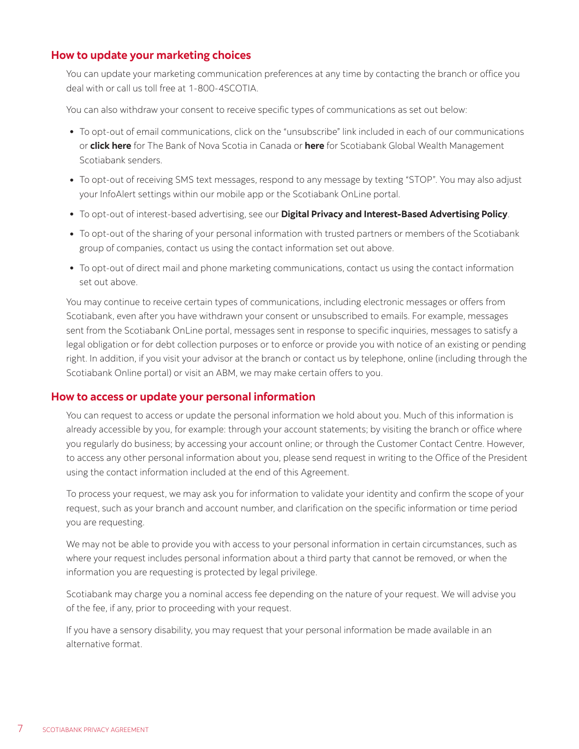## How to update your marketing choices

You can update your marketing communication preferences at any time by contacting the branch or office you deal with or call us toll free at 1-800-4SCOTIA.

You can also withdraw your consent to receive specific types of communications as set out below:

- To opt-out of email communications, click on the "unsubscribe" link included in each of our communications or **click here** for The Bank of Nova Scotia in Canada or **here** for Scotiabank Global Wealth Management Scotiabank senders.
- To opt-out of receiving SMS text messages, respond to any message by texting "STOP". You may also adjust your InfoAlert settings within our mobile app or the Scotiabank OnLine portal.
- To opt-out of interest-based advertising, see our **Digital Privacy and Interest-Based Advertising Policy**.
- To opt-out of the sharing of your personal information with trusted partners or members of the Scotiabank group of companies, contact us using the contact information set out above.
- To opt-out of direct mail and phone marketing communications, contact us using the contact information set out above.

You may continue to receive certain types of communications, including electronic messages or offers from Scotiabank, even after you have withdrawn your consent or unsubscribed to emails. For example, messages sent from the Scotiabank OnLine portal, messages sent in response to specific inquiries, messages to satisfy a legal obligation or for debt collection purposes or to enforce or provide you with notice of an existing or pending right. In addition, if you visit your advisor at the branch or contact us by telephone, online (including through the Scotiabank Online portal) or visit an ABM, we may make certain offers to you.

## How to access or update your personal information

You can request to access or update the personal information we hold about you. Much of this information is already accessible by you, for example: through your account statements; by visiting the branch or office where you regularly do business; by accessing your account online; or through the Customer Contact Centre. However, to access any other personal information about you, please send request in writing to the Office of the President using the contact information included at the end of this Agreement.

To process your request, we may ask you for information to validate your identity and confirm the scope of your request, such as your branch and account number, and clarification on the specific information or time period you are requesting.

We may not be able to provide you with access to your personal information in certain circumstances, such as where your request includes personal information about a third party that cannot be removed, or when the information you are requesting is protected by legal privilege.

Scotiabank may charge you a nominal access fee depending on the nature of your request. We will advise you of the fee, if any, prior to proceeding with your request.

If you have a sensory disability, you may request that your personal information be made available in an alternative format.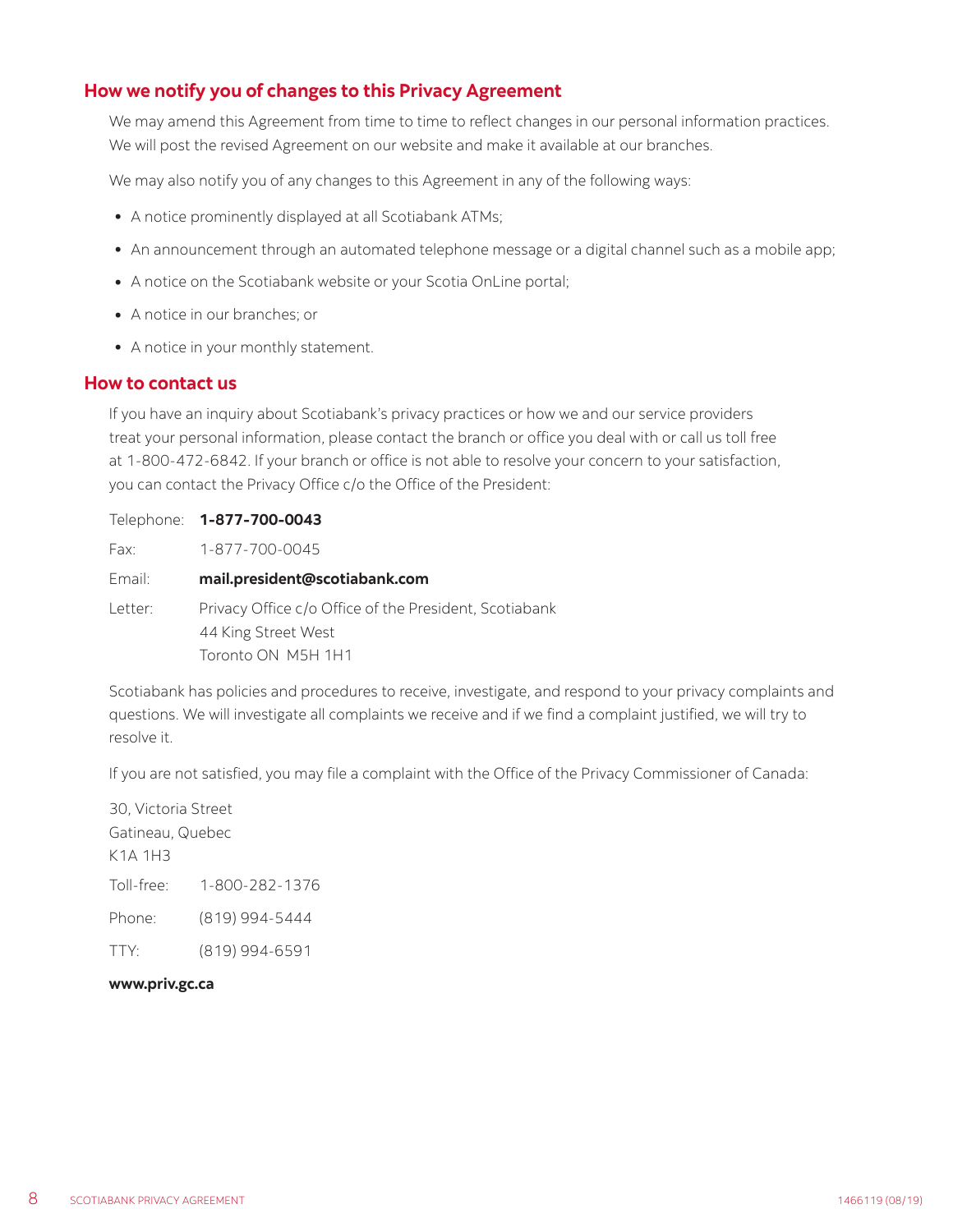## How we notify you of changes to this Privacy Agreement

We may amend this Agreement from time to time to reflect changes in our personal information practices. We will post the revised Agreement on our website and make it available at our branches.

We may also notify you of any changes to this Agreement in any of the following ways:

- A notice prominently displayed at all Scotiabank ATMs;
- An announcement through an automated telephone message or a digital channel such as a mobile app;
- A notice on the Scotiabank website or your Scotia OnLine portal;
- A notice in our branches; or
- A notice in your monthly statement.

## How to contact us

If you have an inquiry about Scotiabank's privacy practices or how we and our service providers treat your personal information, please contact the branch or office you deal with or call us toll free at 1-800-472-6842. If your branch or office is not able to resolve your concern to your satisfaction, you can contact the Privacy Office c/o the Office of the President:

Telephone: **1-877-700-0043**

Fax: 1-877-700-0045

Email: **mail.president@scotiabank.com**

Letter: Privacy Office c/o Office of the President, Scotiabank
44 King Street West
Toronto ON M5H 1H1

Scotiabank has policies and procedures to receive, investigate, and respond to your privacy complaints and questions. We will investigate all complaints we receive and if we find a complaint justified, we will try to resolve it.

If you are not satisfied, you may file a complaint with the Office of the Privacy Commissioner of Canada:

30, Victoria Street
Gatineau, Quebec
K1A 1H3

Toll-free: 1-800-282-1376

Phone: (819) 994-5444

TTY: (819) 994-6591

**www.priv.gc.ca**

1466119 (08/19)